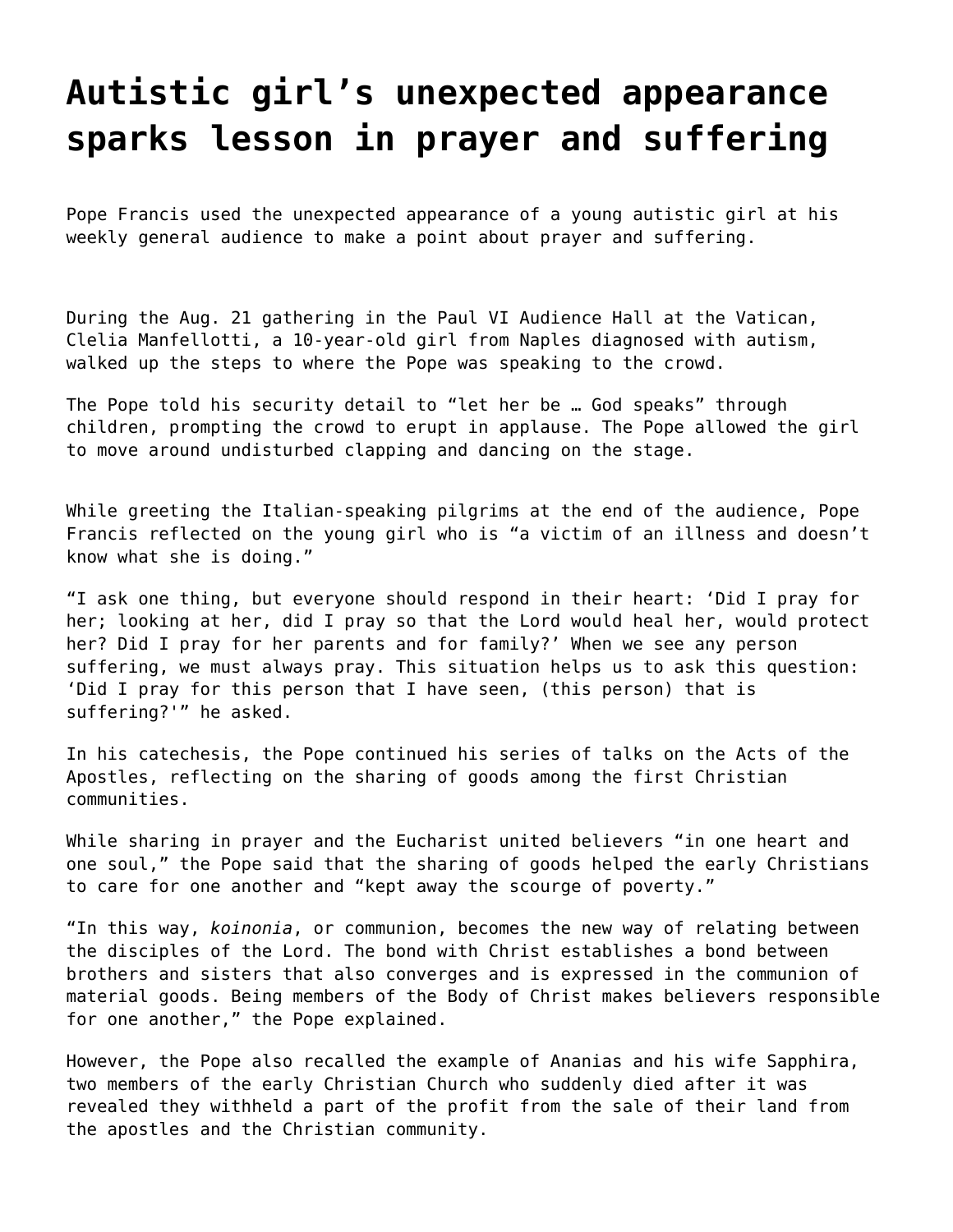# Autistic girl's unexpected appearance sparks lesson in prayer and suffering

Pope Francis used the unexpected appearance of a young autistic girl at his weekly general audience to make a point about prayer and suffering.

During the Aug. 21 gathering in the Paul VI Audience Hall at the Vatican, Clelia Manfellotti, a 10-year-old girl from Naples diagnosed with autism, walked up the steps to where the Pope was speaking to the crowd.

The Pope told his security detail to "let her be … God speaks" through children, prompting the crowd to erupt in applause. The Pope allowed the girl to move around undisturbed clapping and dancing on the stage.

While greeting the Italian-speaking pilgrims at the end of the audience, Pope Francis reflected on the young girl who is "a victim of an illness and doesn't know what she is doing."

"I ask one thing, but everyone should respond in their heart: 'Did I pray for her; looking at her, did I pray so that the Lord would heal her, would protect her? Did I pray for her parents and for family?' When we see any person suffering, we must always pray. This situation helps us to ask this question: 'Did I pray for this person that I have seen, (this person) that is suffering?'" he asked.

In his catechesis, the Pope continued his series of talks on the Acts of the Apostles, reflecting on the sharing of goods among the first Christian communities.

While sharing in prayer and the Eucharist united believers "in one heart and one soul," the Pope said that the sharing of goods helped the early Christians to care for one another and "kept away the scourge of poverty."

"In this way, *koinonia*, or communion, becomes the new way of relating between the disciples of the Lord. The bond with Christ establishes a bond between brothers and sisters that also converges and is expressed in the communion of material goods. Being members of the Body of Christ makes believers responsible for one another," the Pope explained.

However, the Pope also recalled the example of Ananias and his wife Sapphira, two members of the early Christian Church who suddenly died after it was revealed they withheld a part of the profit from the sale of their land from the apostles and the Christian community.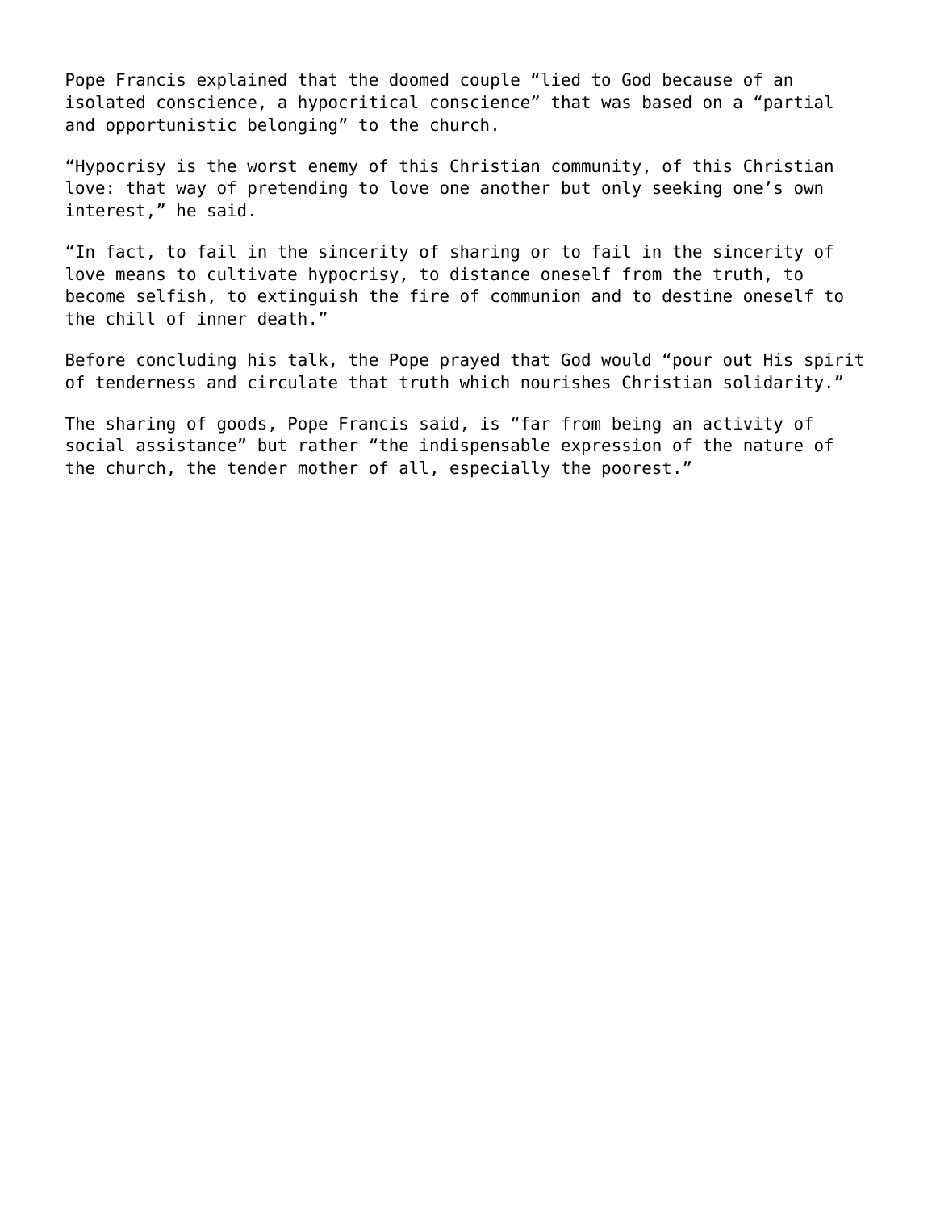Pope Francis explained that the doomed couple "lied to God because of an isolated conscience, a hypocritical conscience" that was based on a "partial and opportunistic belonging" to the church.

"Hypocrisy is the worst enemy of this Christian community, of this Christian love: that way of pretending to love one another but only seeking one's own interest," he said.

"In fact, to fail in the sincerity of sharing or to fail in the sincerity of love means to cultivate hypocrisy, to distance oneself from the truth, to become selfish, to extinguish the fire of communion and to destine oneself to the chill of inner death."

Before concluding his talk, the Pope prayed that God would "pour out His spirit of tenderness and circulate that truth which nourishes Christian solidarity."

The sharing of goods, Pope Francis said, is "far from being an activity of social assistance" but rather "the indispensable expression of the nature of the church, the tender mother of all, especially the poorest."